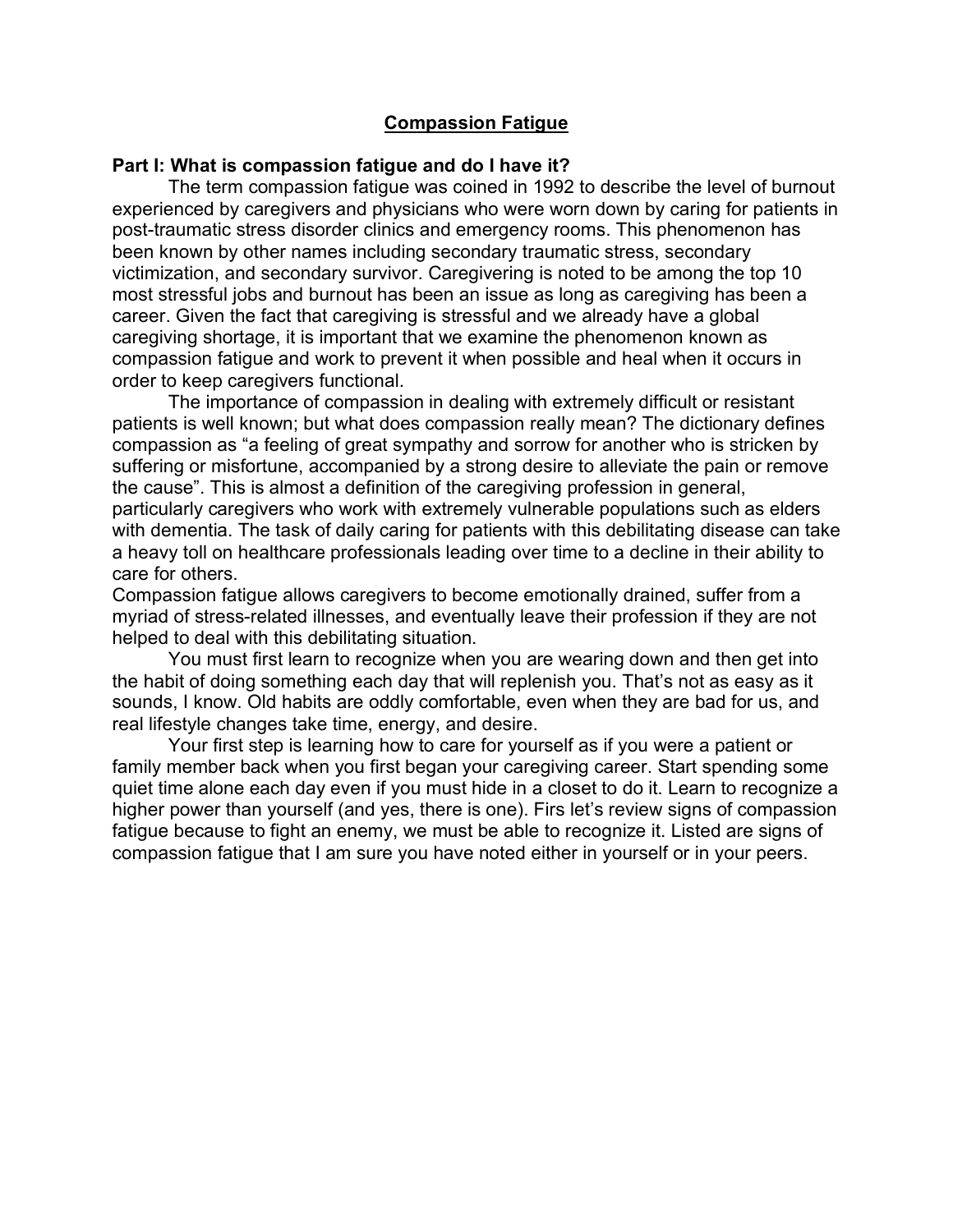# Compassion Fatigue

## Part I: What is compassion fatigue and do I have it?

The term compassion fatigue was coined in 1992 to describe the level of burnout experienced by caregivers and physicians who were worn down by caring for patients in post-traumatic stress disorder clinics and emergency rooms. This phenomenon has been known by other names including secondary traumatic stress, secondary victimization, and secondary survivor. Caregivering is noted to be among the top 10 most stressful jobs and burnout has been an issue as long as caregiving has been a career. Given the fact that caregiving is stressful and we already have a global caregiving shortage, it is important that we examine the phenomenon known as compassion fatigue and work to prevent it when possible and heal when it occurs in order to keep caregivers functional.

The importance of compassion in dealing with extremely difficult or resistant patients is well known; but what does compassion really mean? The dictionary defines compassion as "a feeling of great sympathy and sorrow for another who is stricken by suffering or misfortune, accompanied by a strong desire to alleviate the pain or remove the cause". This is almost a definition of the caregiving profession in general, particularly caregivers who work with extremely vulnerable populations such as elders with dementia. The task of daily caring for patients with this debilitating disease can take a heavy toll on healthcare professionals leading over time to a decline in their ability to care for others.

Compassion fatigue allows caregivers to become emotionally drained, suffer from a myriad of stress-related illnesses, and eventually leave their profession if they are not helped to deal with this debilitating situation.

You must first learn to recognize when you are wearing down and then get into the habit of doing something each day that will replenish you. That's not as easy as it sounds, I know. Old habits are oddly comfortable, even when they are bad for us, and real lifestyle changes take time, energy, and desire.

Your first step is learning how to care for yourself as if you were a patient or family member back when you first began your caregiving career. Start spending some quiet time alone each day even if you must hide in a closet to do it. Learn to recognize a higher power than yourself (and yes, there is one). Firs let's review signs of compassion fatigue because to fight an enemy, we must be able to recognize it. Listed are signs of compassion fatigue that I am sure you have noted either in yourself or in your peers.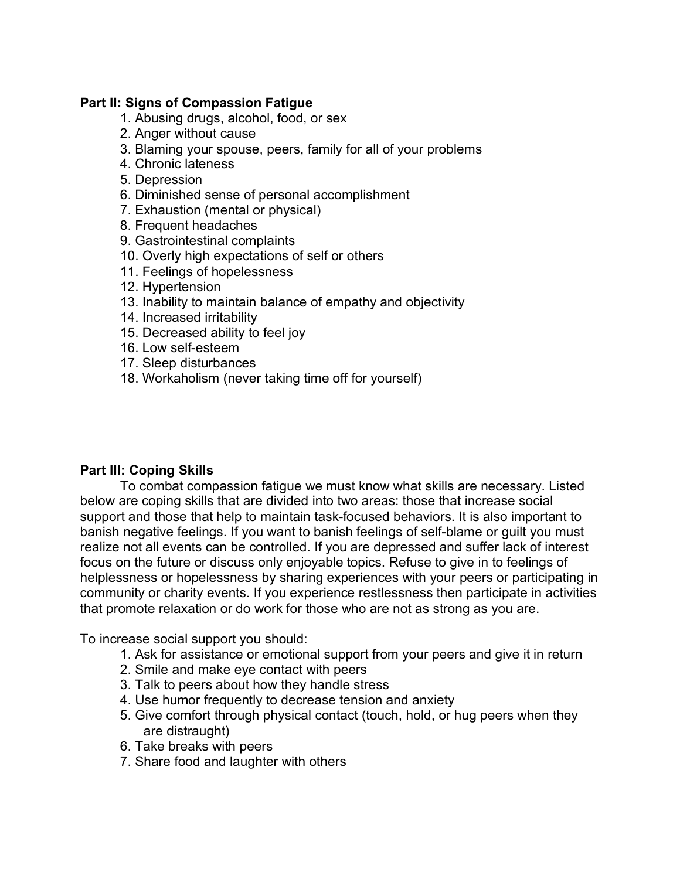## Part II: Signs of Compassion Fatigue

1. Abusing drugs, alcohol, food, or sex
2. Anger without cause
3. Blaming your spouse, peers, family for all of your problems
4. Chronic lateness
5. Depression
6. Diminished sense of personal accomplishment
7. Exhaustion (mental or physical)
8. Frequent headaches
9. Gastrointestinal complaints
10. Overly high expectations of self or others
11. Feelings of hopelessness
12. Hypertension
13. Inability to maintain balance of empathy and objectivity
14. Increased irritability
15. Decreased ability to feel joy
16. Low self-esteem
17. Sleep disturbances
18. Workaholism (never taking time off for yourself)

## Part III: Coping Skills

To combat compassion fatigue we must know what skills are necessary. Listed below are coping skills that are divided into two areas: those that increase social support and those that help to maintain task-focused behaviors. It is also important to banish negative feelings. If you want to banish feelings of self-blame or guilt you must realize not all events can be controlled. If you are depressed and suffer lack of interest focus on the future or discuss only enjoyable topics. Refuse to give in to feelings of helplessness or hopelessness by sharing experiences with your peers or participating in community or charity events. If you experience restlessness then participate in activities that promote relaxation or do work for those who are not as strong as you are.

To increase social support you should:

1. Ask for assistance or emotional support from your peers and give it in return
2. Smile and make eye contact with peers
3. Talk to peers about how they handle stress
4. Use humor frequently to decrease tension and anxiety
5. Give comfort through physical contact (touch, hold, or hug peers when they are distraught)
6. Take breaks with peers
7. Share food and laughter with others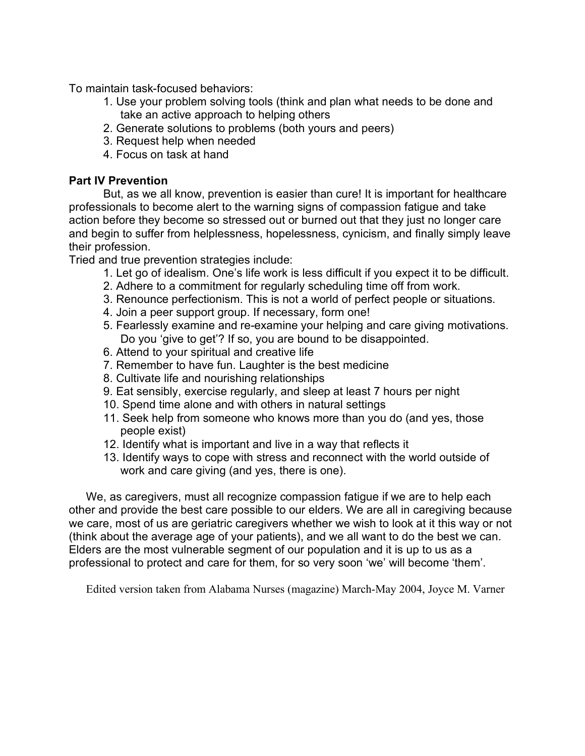To maintain task-focused behaviors:

1. Use your problem solving tools (think and plan what needs to be done and take an active approach to helping others
2. Generate solutions to problems (both yours and peers)
3. Request help when needed
4. Focus on task at hand

**Part IV Prevention**

But, as we all know, prevention is easier than cure! It is important for healthcare professionals to become alert to the warning signs of compassion fatigue and take action before they become so stressed out or burned out that they just no longer care and begin to suffer from helplessness, hopelessness, cynicism, and finally simply leave their profession.

Tried and true prevention strategies include:

1. Let go of idealism. One's life work is less difficult if you expect it to be difficult.
2. Adhere to a commitment for regularly scheduling time off from work.
3. Renounce perfectionism. This is not a world of perfect people or situations.
4. Join a peer support group. If necessary, form one!
5. Fearlessly examine and re-examine your helping and care giving motivations. Do you 'give to get'? If so, you are bound to be disappointed.
6. Attend to your spiritual and creative life
7. Remember to have fun. Laughter is the best medicine
8. Cultivate life and nourishing relationships
9. Eat sensibly, exercise regularly, and sleep at least 7 hours per night
10. Spend time alone and with others in natural settings
11. Seek help from someone who knows more than you do (and yes, those people exist)
12. Identify what is important and live in a way that reflects it
13. Identify ways to cope with stress and reconnect with the world outside of work and care giving (and yes, there is one).

We, as caregivers, must all recognize compassion fatigue if we are to help each other and provide the best care possible to our elders. We are all in caregiving because we care, most of us are geriatric caregivers whether we wish to look at it this way or not (think about the average age of your patients), and we all want to do the best we can. Elders are the most vulnerable segment of our population and it is up to us as a professional to protect and care for them, for so very soon 'we' will become 'them'.

Edited version taken from Alabama Nurses (magazine) March-May 2004, Joyce M. Varner